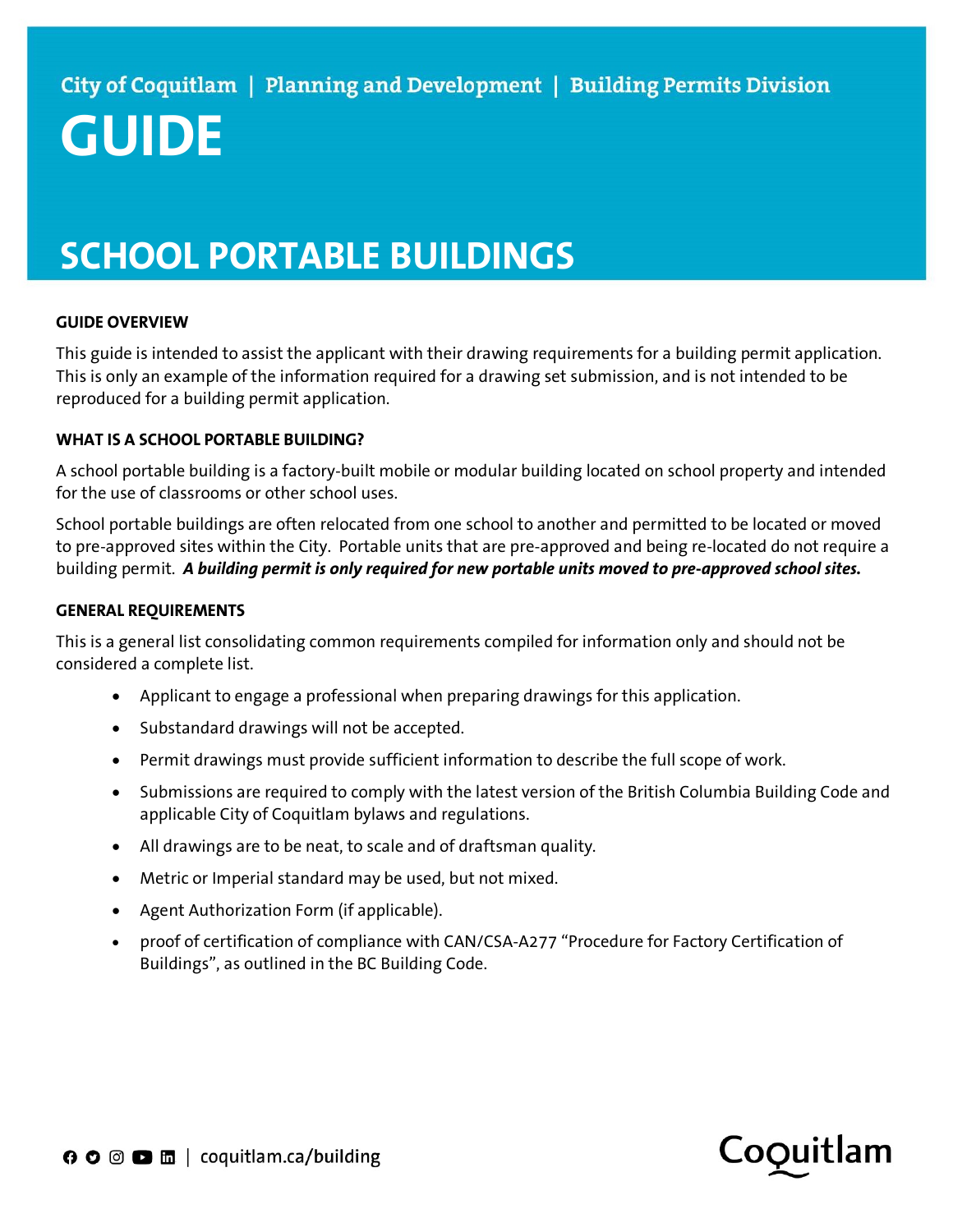City of Coquitlam | Planning and Development | Building Permits Division

# GUIDE

# SCHOOL PORTABLE BUILDINGS

## GUIDE OVERVIEW

This guide is intended to assist the applicant with their drawing requirements for a building permit application. This is only an example of the information required for a drawing set submission, and is not intended to be reproduced for a building permit application.

## WHAT IS A SCHOOL PORTABLE BUILDING?

A school portable building is a factory-built mobile or modular building located on school property and intended for the use of classrooms or other school uses.

School portable buildings are often relocated from one school to another and permitted to be located or moved to pre-approved sites within the City. Portable units that are pre-approved and being re-located do not require a building permit. ***A building permit is only required for new portable units moved to pre-approved school sites.***

## GENERAL REQUIREMENTS

This is a general list consolidating common requirements compiled for information only and should not be considered a complete list.

- Applicant to engage a professional when preparing drawings for this application.
- Substandard drawings will not be accepted.
- Permit drawings must provide sufficient information to describe the full scope of work.
- Submissions are required to comply with the latest version of the British Columbia Building Code and applicable City of Coquitlam bylaws and regulations.
- All drawings are to be neat, to scale and of draftsman quality.
- Metric or Imperial standard may be used, but not mixed.
- Agent Authorization Form (if applicable).
- proof of certification of compliance with CAN/CSA-A277 "Procedure for Factory Certification of Buildings", as outlined in the BC Building Code.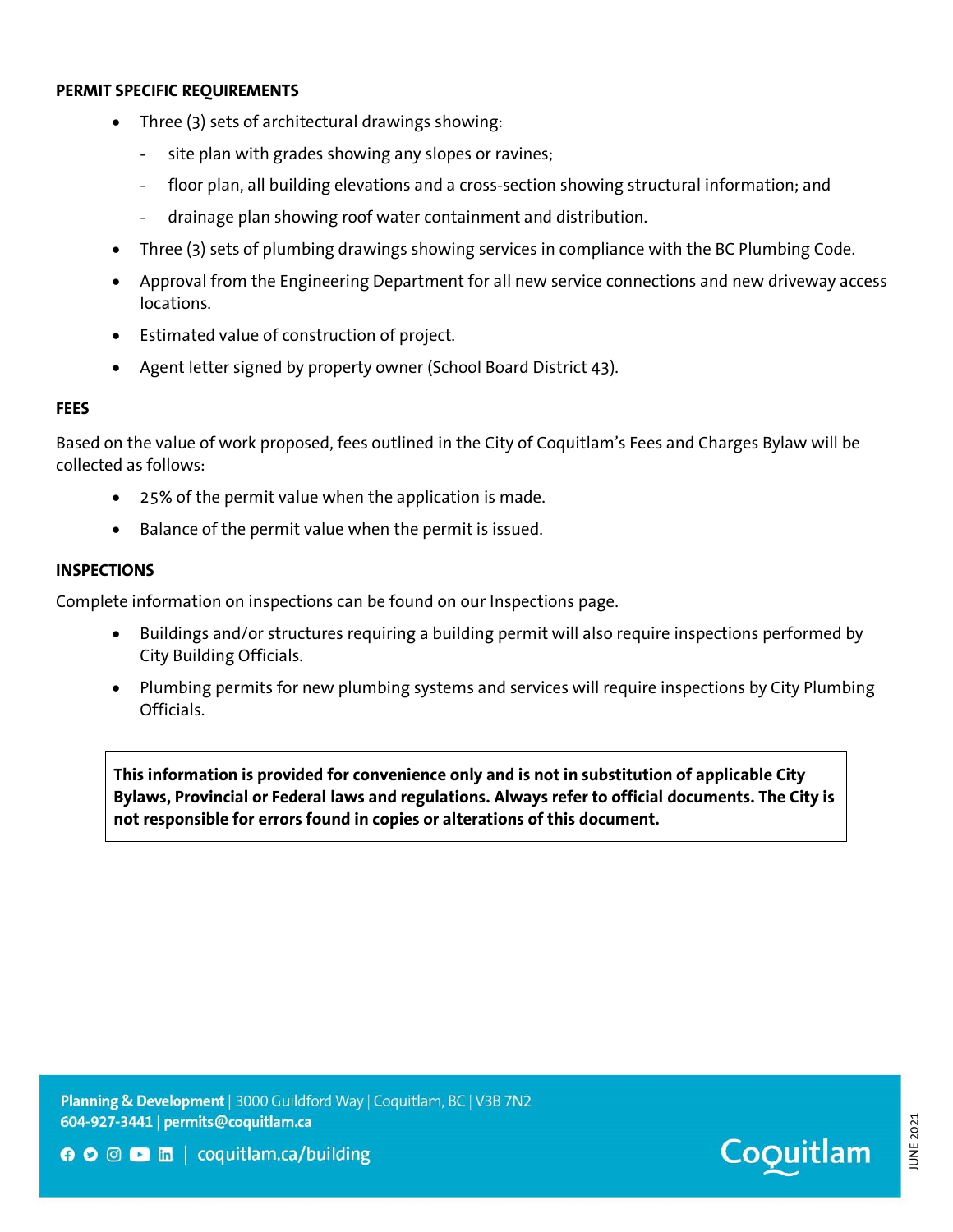**PERMIT SPECIFIC REQUIREMENTS**

- Three (3) sets of architectural drawings showing:
  - site plan with grades showing any slopes or ravines;
  - floor plan, all building elevations and a cross-section showing structural information; and
  - drainage plan showing roof water containment and distribution.
- Three (3) sets of plumbing drawings showing services in compliance with the BC Plumbing Code.
- Approval from the Engineering Department for all new service connections and new driveway access locations.
- Estimated value of construction of project.
- Agent letter signed by property owner (School Board District 43).

**FEES**

Based on the value of work proposed, fees outlined in the City of Coquitlam's Fees and Charges Bylaw will be collected as follows:

- 25% of the permit value when the application is made.
- Balance of the permit value when the permit is issued.

**INSPECTIONS**

Complete information on inspections can be found on our Inspections page.

- Buildings and/or structures requiring a building permit will also require inspections performed by City Building Officials.
- Plumbing permits for new plumbing systems and services will require inspections by City Plumbing Officials.

**This information is provided for convenience only and is not in substitution of applicable City Bylaws, Provincial or Federal laws and regulations. Always refer to official documents. The City is not responsible for errors found in copies or alterations of this document.**

**Planning & Development** | 3000 Guildford Way | Coquitlam, BC | V3B 7N2
**604-927-3441** | **permits@coquitlam.ca**
coquitlam.ca/building

Coquitlam

JUNE 2021